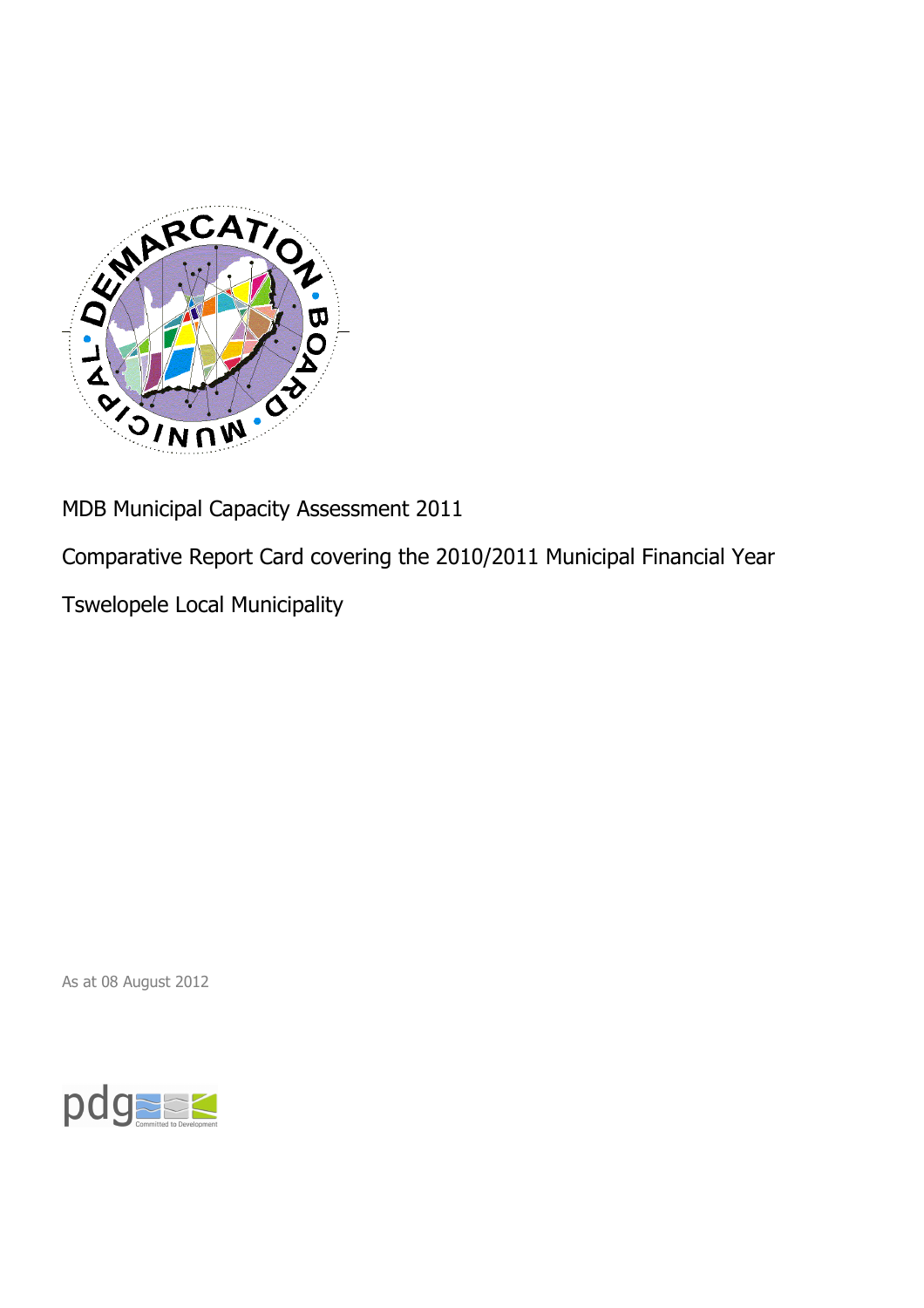MDB Municipal Capacity Assessment 2011

Comparative Report Card covering the 2010/2011 Municipal Financial Year

Tswelopele Local Municipality

As at 08 August 2012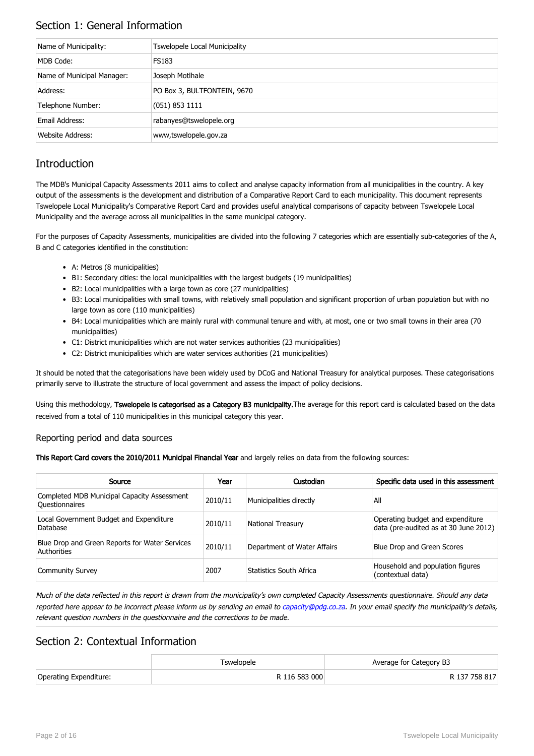## Section 1: General Information

| Name of Municipality: | Tswelopele Local Municipality |
|---|---|
| MDB Code: | FS183 |
| Name of Municipal Manager: | Joseph Motlhale |
| Address: | PO Box 3, BULTFONTEIN, 9670 |
| Telephone Number: | (051) 853 1111 |
| Email Address: | rabanyes@tswelopele.org |
| Website Address: | www,tswelopele.gov.za |

## Introduction

The MDB's Municipal Capacity Assessments 2011 aims to collect and analyse capacity information from all municipalities in the country. A key output of the assessments is the development and distribution of a Comparative Report Card to each municipality. This document represents Tswelopele Local Municipality's Comparative Report Card and provides useful analytical comparisons of capacity between Tswelopele Local Municipality and the average across all municipalities in the same municipal category.

For the purposes of Capacity Assessments, municipalities are divided into the following 7 categories which are essentially sub-categories of the A, B and C categories identified in the constitution:

- A: Metros (8 municipalities)
- B1: Secondary cities: the local municipalities with the largest budgets (19 municipalities)
- B2: Local municipalities with a large town as core (27 municipalities)
- B3: Local municipalities with small towns, with relatively small population and significant proportion of urban population but with no large town as core (110 municipalities)
- B4: Local municipalities which are mainly rural with communal tenure and with, at most, one or two small towns in their area (70 municipalities)
- C1: District municipalities which are not water services authorities (23 municipalities)
- C2: District municipalities which are water services authorities (21 municipalities)

It should be noted that the categorisations have been widely used by DCoG and National Treasury for analytical purposes. These categorisations primarily serve to illustrate the structure of local government and assess the impact of policy decisions.

Using this methodology, **Tswelopele is categorised as a Category B3 municipality.** The average for this report card is calculated based on the data received from a total of 110 municipalities in this municipal category this year.

### Reporting period and data sources

**This Report Card covers the 2010/2011 Municipal Financial Year** and largely relies on data from the following sources:

| Source | Year | Custodian | Specific data used in this assessment |
|---|---|---|---|
| Completed MDB Municipal Capacity Assessment Questionnaires | 2010/11 | Municipalities directly | All |
| Local Government Budget and Expenditure Database | 2010/11 | National Treasury | Operating budget and expenditure data (pre-audited as at 30 June 2012) |
| Blue Drop and Green Reports for Water Services Authorities | 2010/11 | Department of Water Affairs | Blue Drop and Green Scores |
| Community Survey | 2007 | Statistics South Africa | Household and population figures (contextual data) |

*Much of the data reflected in this report is drawn from the municipality's own completed Capacity Assessments questionnaire. Should any data reported here appear to be incorrect please inform us by sending an email to capacity@pdg.co.za. In your email specify the municipality's details, relevant question numbers in the questionnaire and the corrections to be made.*

## Section 2: Contextual Information

| | Tswelopele | Average for Category B3 |
|---|---|---|
| Operating Expenditure: | R 116 583 000 | R 137 758 817 |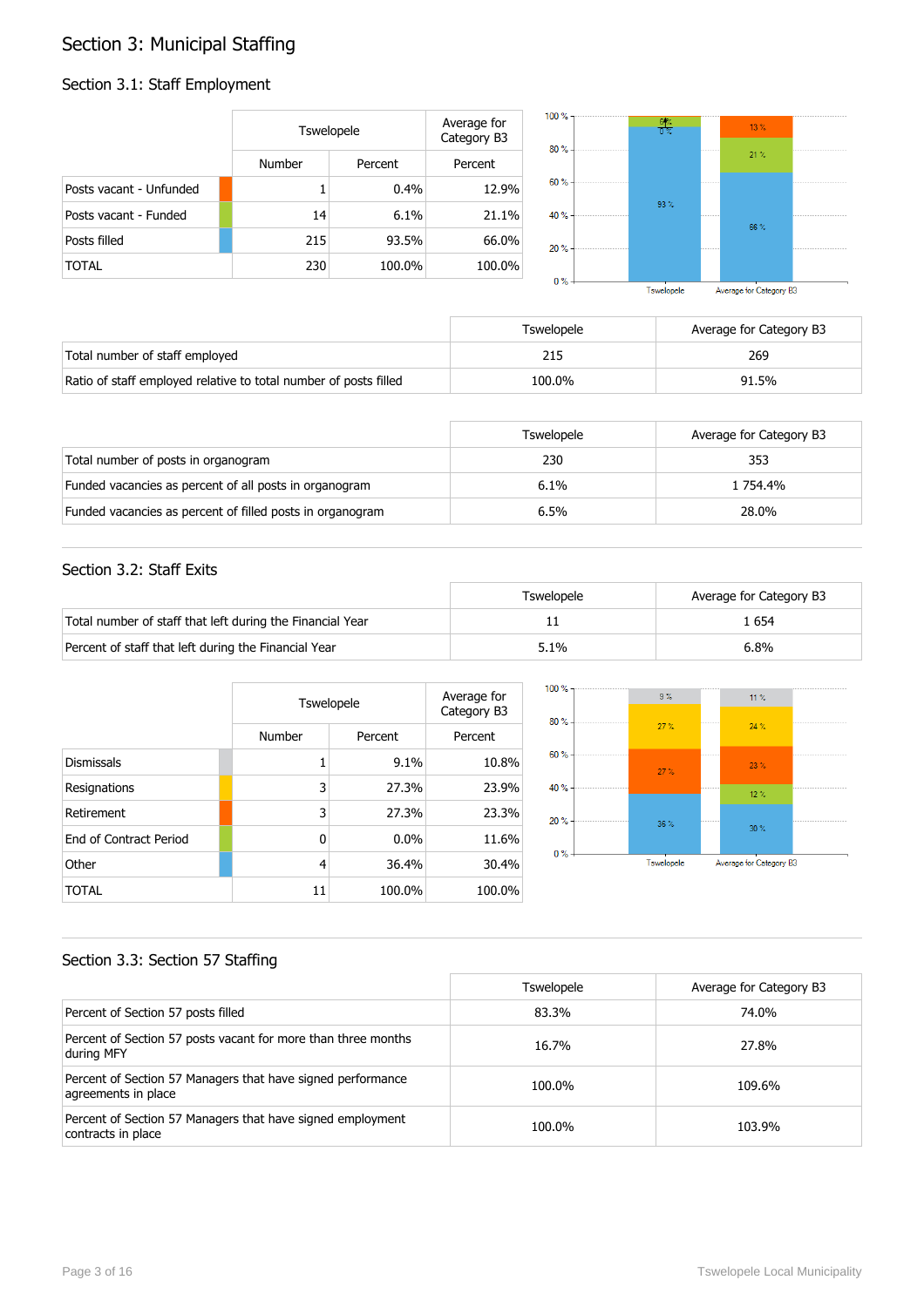# Section 3: Municipal Staffing

## Section 3.1: Staff Employment

| | Tswelopele | | Average for Category B3 |
|---|---|---|---|
| | Number | Percent | Percent |
| Posts vacant - Unfunded | 1 | 0.4% | 12.9% |
| Posts vacant - Funded | 14 | 6.1% | 21.1% |
| Posts filled | 215 | 93.5% | 66.0% |
| TOTAL | 230 | 100.0% | 100.0% |

| | Tswelopele | Average for Category B3 |
|---|---|---|
| Total number of staff employed | 215 | 269 |
| Ratio of staff employed relative to total number of posts filled | 100.0% | 91.5% |

| | Tswelopele | Average for Category B3 |
|---|---|---|
| Total number of posts in organogram | 230 | 353 |
| Funded vacancies as percent of all posts in organogram | 6.1% | 1 754.4% |
| Funded vacancies as percent of filled posts in organogram | 6.5% | 28.0% |

## Section 3.2: Staff Exits

| | Tswelopele | Average for Category B3 |
|---|---|---|
| Total number of staff that left during the Financial Year | 11 | 1 654 |
| Percent of staff that left during the Financial Year | 5.1% | 6.8% |

| | Tswelopele | | Average for Category B3 |
|---|---|---|---|
| | Number | Percent | Percent |
| Dismissals | 1 | 9.1% | 10.8% |
| Resignations | 3 | 27.3% | 23.9% |
| Retirement | 3 | 27.3% | 23.3% |
| End of Contract Period | 0 | 0.0% | 11.6% |
| Other | 4 | 36.4% | 30.4% |
| TOTAL | 11 | 100.0% | 100.0% |

## Section 3.3: Section 57 Staffing

| | Tswelopele | Average for Category B3 |
|---|---|---|
| Percent of Section 57 posts filled | 83.3% | 74.0% |
| Percent of Section 57 posts vacant for more than three months during MFY | 16.7% | 27.8% |
| Percent of Section 57 Managers that have signed performance agreements in place | 100.0% | 109.6% |
| Percent of Section 57 Managers that have signed employment contracts in place | 100.0% | 103.9% |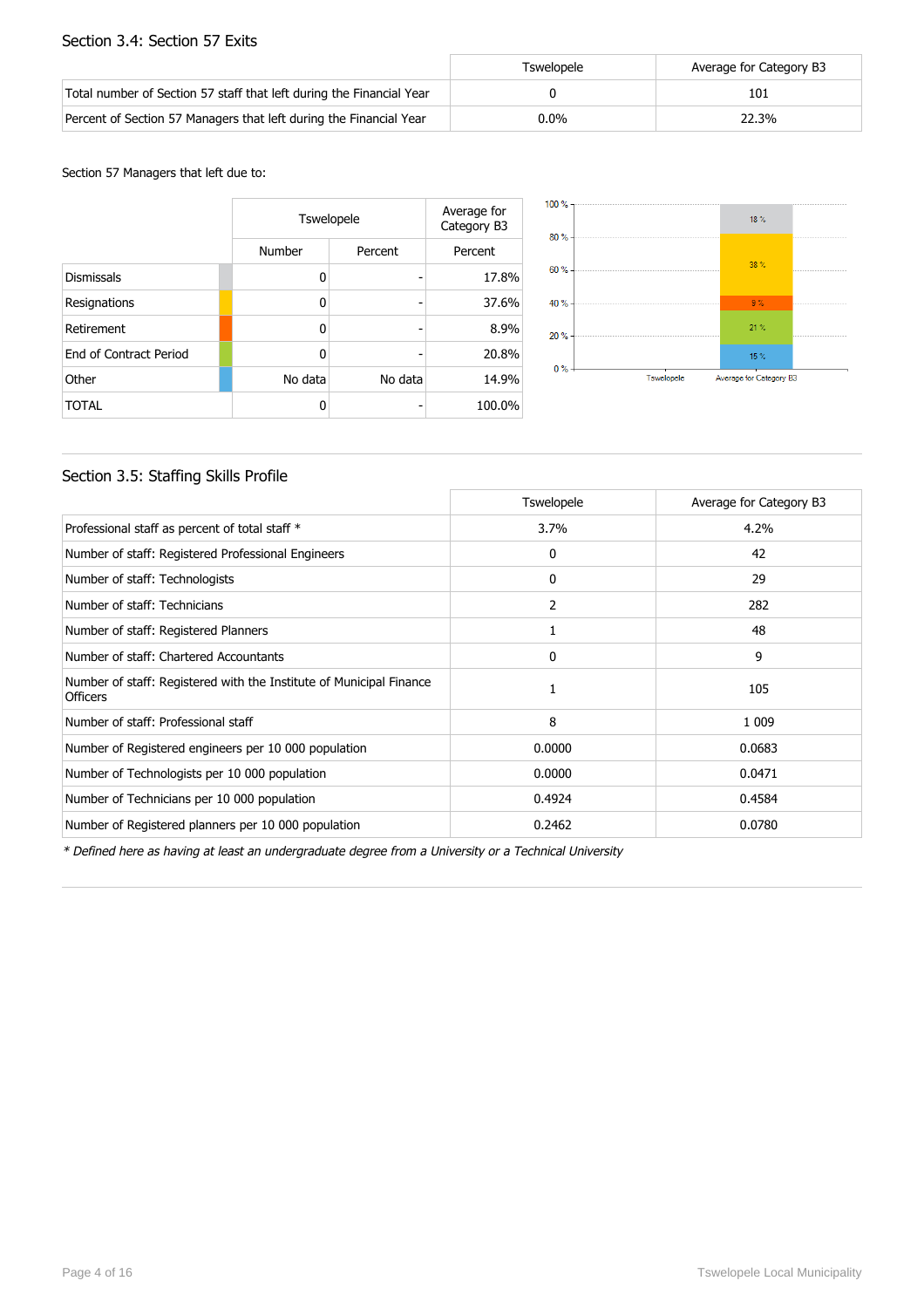## Section 3.4: Section 57 Exits

| | Tswelopele | Average for Category B3 |
|---|---|---|
| Total number of Section 57 staff that left during the Financial Year | 0 | 101 |
| Percent of Section 57 Managers that left during the Financial Year | 0.0% | 22.3% |

Section 57 Managers that left due to:

| | Tswelopele | | Average for Category B3 |
|---|---|---|---|
| | Number | Percent | Percent |
| Dismissals | 0 | - | 17.8% |
| Resignations | 0 | - | 37.6% |
| Retirement | 0 | - | 8.9% |
| End of Contract Period | 0 | - | 20.8% |
| Other | No data | No data | 14.9% |
| TOTAL | 0 | - | 100.0% |

## Section 3.5: Staffing Skills Profile

| | Tswelopele | Average for Category B3 |
|---|---|---|
| Professional staff as percent of total staff * | 3.7% | 4.2% |
| Number of staff: Registered Professional Engineers | 0 | 42 |
| Number of staff: Technologists | 0 | 29 |
| Number of staff: Technicians | 2 | 282 |
| Number of staff: Registered Planners | 1 | 48 |
| Number of staff: Chartered Accountants | 0 | 9 |
| Number of staff: Registered with the Institute of Municipal Finance Officers | 1 | 105 |
| Number of staff: Professional staff | 8 | 1 009 |
| Number of Registered engineers per 10 000 population | 0.0000 | 0.0683 |
| Number of Technologists per 10 000 population | 0.0000 | 0.0471 |
| Number of Technicians per 10 000 population | 0.4924 | 0.4584 |
| Number of Registered planners per 10 000 population | 0.2462 | 0.0780 |

*\* Defined here as having at least an undergraduate degree from a University or a Technical University*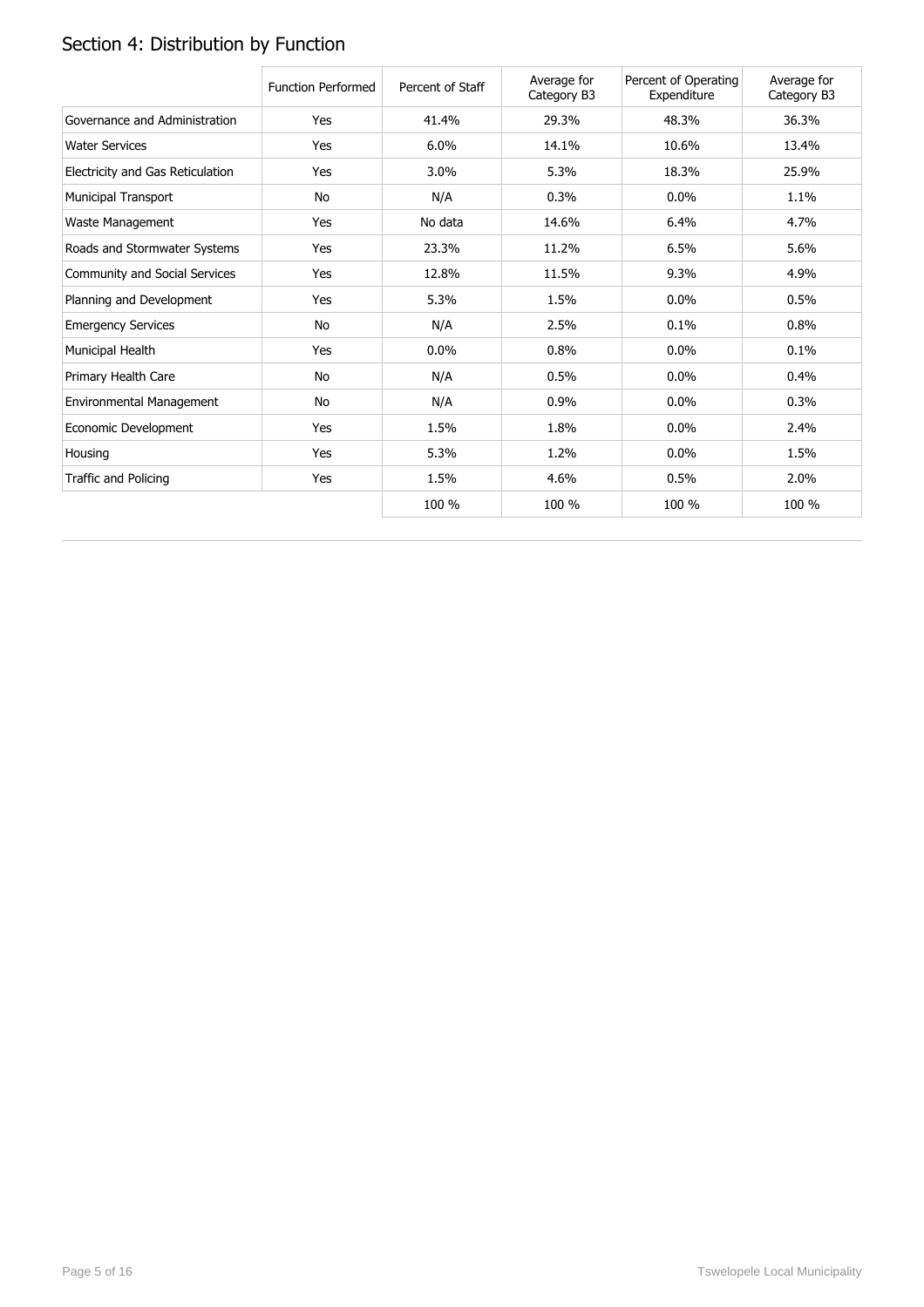## Section 4: Distribution by Function

| | Function Performed | Percent of Staff | Average for Category B3 | Percent of Operating Expenditure | Average for Category B3 |
|---|---|---|---|---|---|
| Governance and Administration | Yes | 41.4% | 29.3% | 48.3% | 36.3% |
| Water Services | Yes | 6.0% | 14.1% | 10.6% | 13.4% |
| Electricity and Gas Reticulation | Yes | 3.0% | 5.3% | 18.3% | 25.9% |
| Municipal Transport | No | N/A | 0.3% | 0.0% | 1.1% |
| Waste Management | Yes | No data | 14.6% | 6.4% | 4.7% |
| Roads and Stormwater Systems | Yes | 23.3% | 11.2% | 6.5% | 5.6% |
| Community and Social Services | Yes | 12.8% | 11.5% | 9.3% | 4.9% |
| Planning and Development | Yes | 5.3% | 1.5% | 0.0% | 0.5% |
| Emergency Services | No | N/A | 2.5% | 0.1% | 0.8% |
| Municipal Health | Yes | 0.0% | 0.8% | 0.0% | 0.1% |
| Primary Health Care | No | N/A | 0.5% | 0.0% | 0.4% |
| Environmental Management | No | N/A | 0.9% | 0.0% | 0.3% |
| Economic Development | Yes | 1.5% | 1.8% | 0.0% | 2.4% |
| Housing | Yes | 5.3% | 1.2% | 0.0% | 1.5% |
| Traffic and Policing | Yes | 1.5% | 4.6% | 0.5% | 2.0% |
| | | 100 % | 100 % | 100 % | 100 % |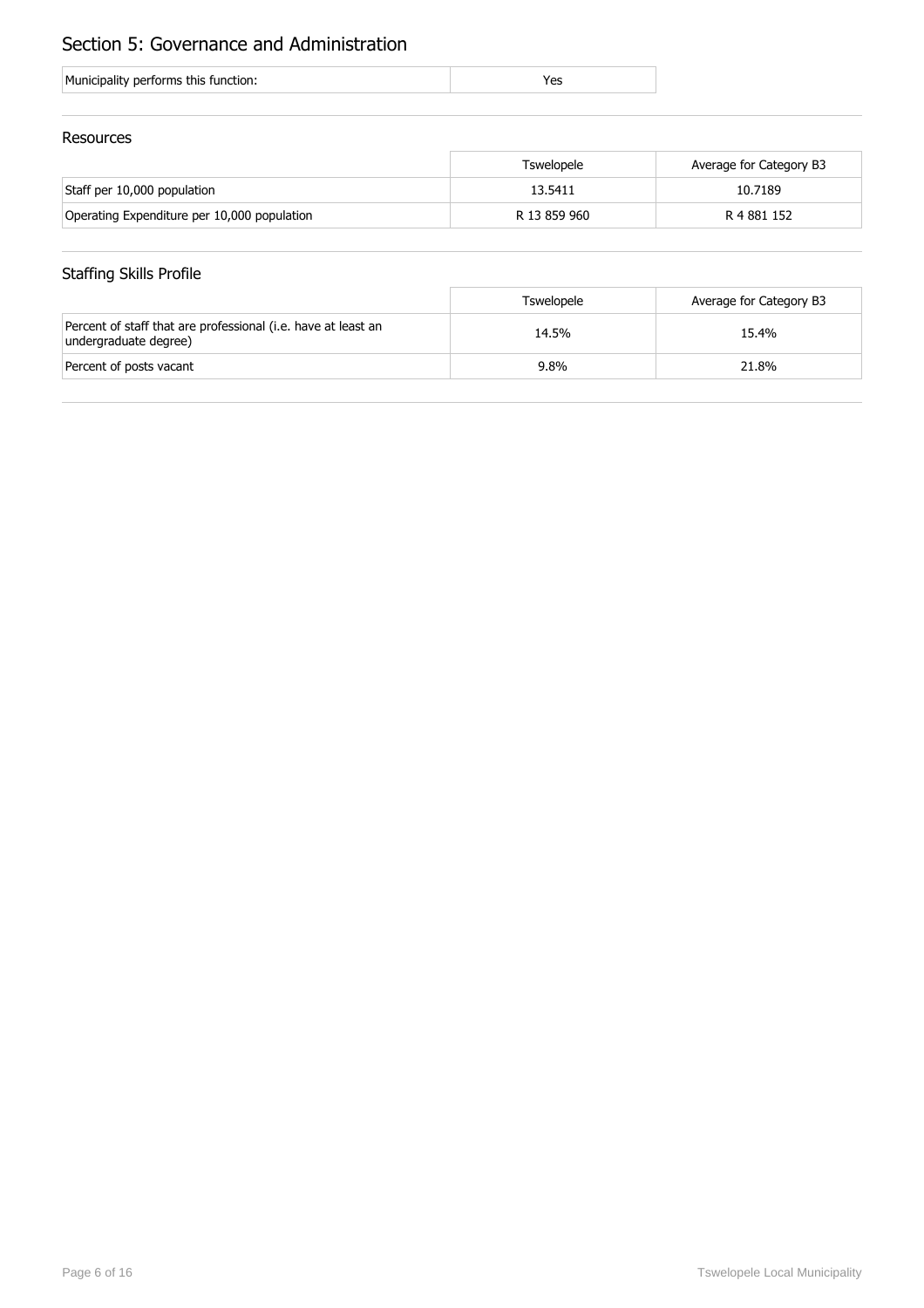## Section 5: Governance and Administration

| Municipality performs this function: | Yes |
|---|---|

### Resources

| | Tswelopele | Average for Category B3 |
|---|---|---|
| Staff per 10,000 population | 13.5411 | 10.7189 |
| Operating Expenditure per 10,000 population | R 13 859 960 | R 4 881 152 |

### Staffing Skills Profile

| | Tswelopele | Average for Category B3 |
|---|---|---|
| Percent of staff that are professional (i.e. have at least an undergraduate degree) | 14.5% | 15.4% |
| Percent of posts vacant | 9.8% | 21.8% |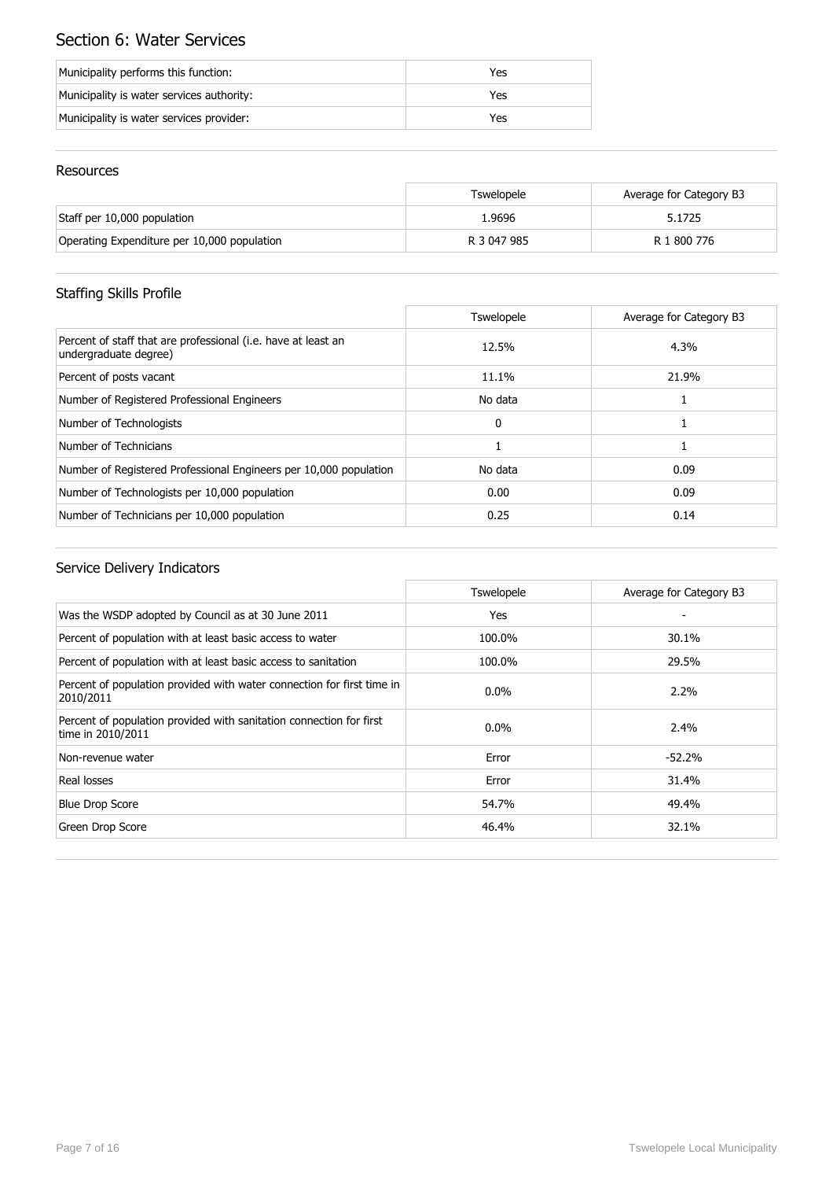# Section 6: Water Services

| | |
|---|---|
| Municipality performs this function: | Yes |
| Municipality is water services authority: | Yes |
| Municipality is water services provider: | Yes |

## Resources

| | Tswelopele | Average for Category B3 |
|---|---|---|
| Staff per 10,000 population | 1.9696 | 5.1725 |
| Operating Expenditure per 10,000 population | R 3 047 985 | R 1 800 776 |

## Staffing Skills Profile

| | Tswelopele | Average for Category B3 |
|---|---|---|
| Percent of staff that are professional (i.e. have at least an undergraduate degree) | 12.5% | 4.3% |
| Percent of posts vacant | 11.1% | 21.9% |
| Number of Registered Professional Engineers | No data | 1 |
| Number of Technologists | 0 | 1 |
| Number of Technicians | 1 | 1 |
| Number of Registered Professional Engineers per 10,000 population | No data | 0.09 |
| Number of Technologists per 10,000 population | 0.00 | 0.09 |
| Number of Technicians per 10,000 population | 0.25 | 0.14 |

## Service Delivery Indicators

| | Tswelopele | Average for Category B3 |
|---|---|---|
| Was the WSDP adopted by Council as at 30 June 2011 | Yes | - |
| Percent of population with at least basic access to water | 100.0% | 30.1% |
| Percent of population with at least basic access to sanitation | 100.0% | 29.5% |
| Percent of population provided with water connection for first time in 2010/2011 | 0.0% | 2.2% |
| Percent of population provided with sanitation connection for first time in 2010/2011 | 0.0% | 2.4% |
| Non-revenue water | Error | -52.2% |
| Real losses | Error | 31.4% |
| Blue Drop Score | 54.7% | 49.4% |
| Green Drop Score | 46.4% | 32.1% |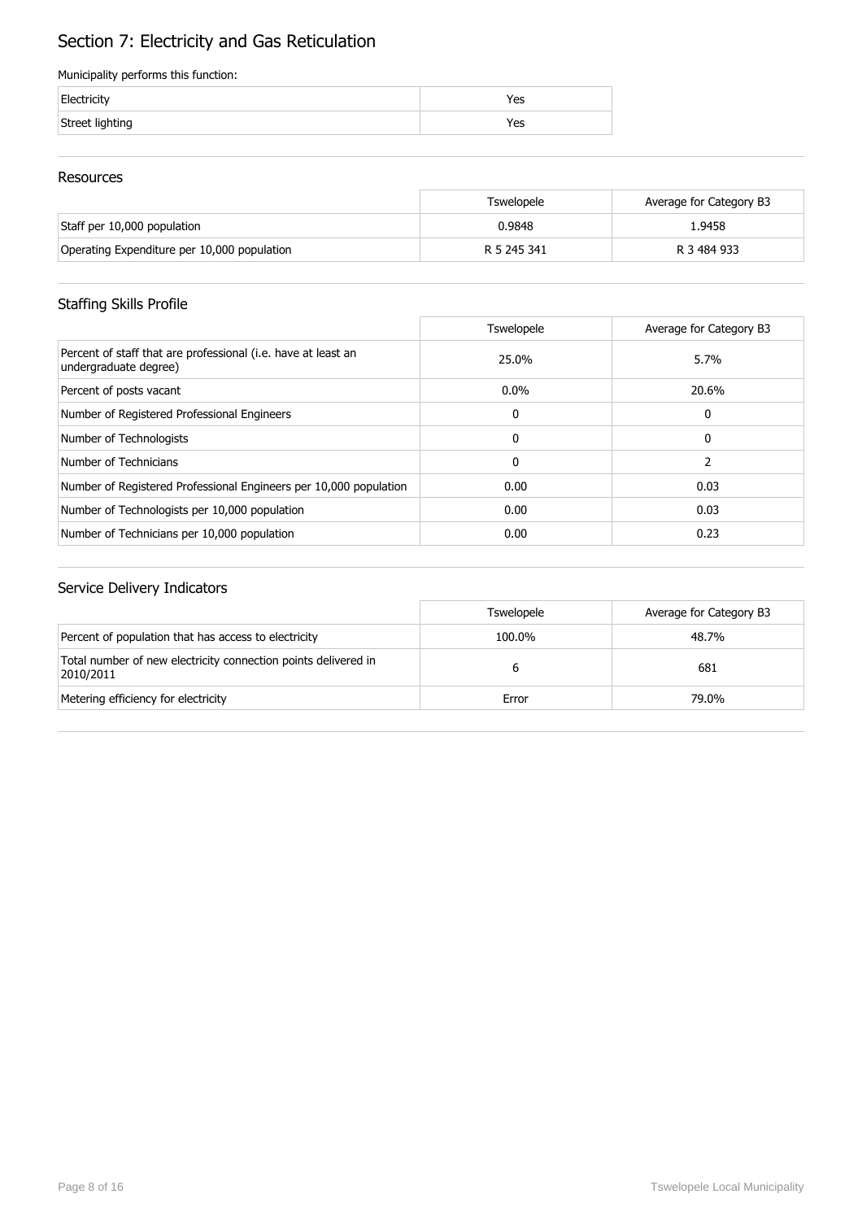# Section 7: Electricity and Gas Reticulation

Municipality performs this function:

| | |
|---|---|
| Electricity | Yes |
| Street lighting | Yes |

## Resources

| | Tswelopele | Average for Category B3 |
|---|---|---|
| Staff per 10,000 population | 0.9848 | 1.9458 |
| Operating Expenditure per 10,000 population | R 5 245 341 | R 3 484 933 |

## Staffing Skills Profile

| | Tswelopele | Average for Category B3 |
|---|---|---|
| Percent of staff that are professional (i.e. have at least an undergraduate degree) | 25.0% | 5.7% |
| Percent of posts vacant | 0.0% | 20.6% |
| Number of Registered Professional Engineers | 0 | 0 |
| Number of Technologists | 0 | 0 |
| Number of Technicians | 0 | 2 |
| Number of Registered Professional Engineers per 10,000 population | 0.00 | 0.03 |
| Number of Technologists per 10,000 population | 0.00 | 0.03 |
| Number of Technicians per 10,000 population | 0.00 | 0.23 |

## Service Delivery Indicators

| | Tswelopele | Average for Category B3 |
|---|---|---|
| Percent of population that has access to electricity | 100.0% | 48.7% |
| Total number of new electricity connection points delivered in 2010/2011 | 6 | 681 |
| Metering efficiency for electricity | Error | 79.0% |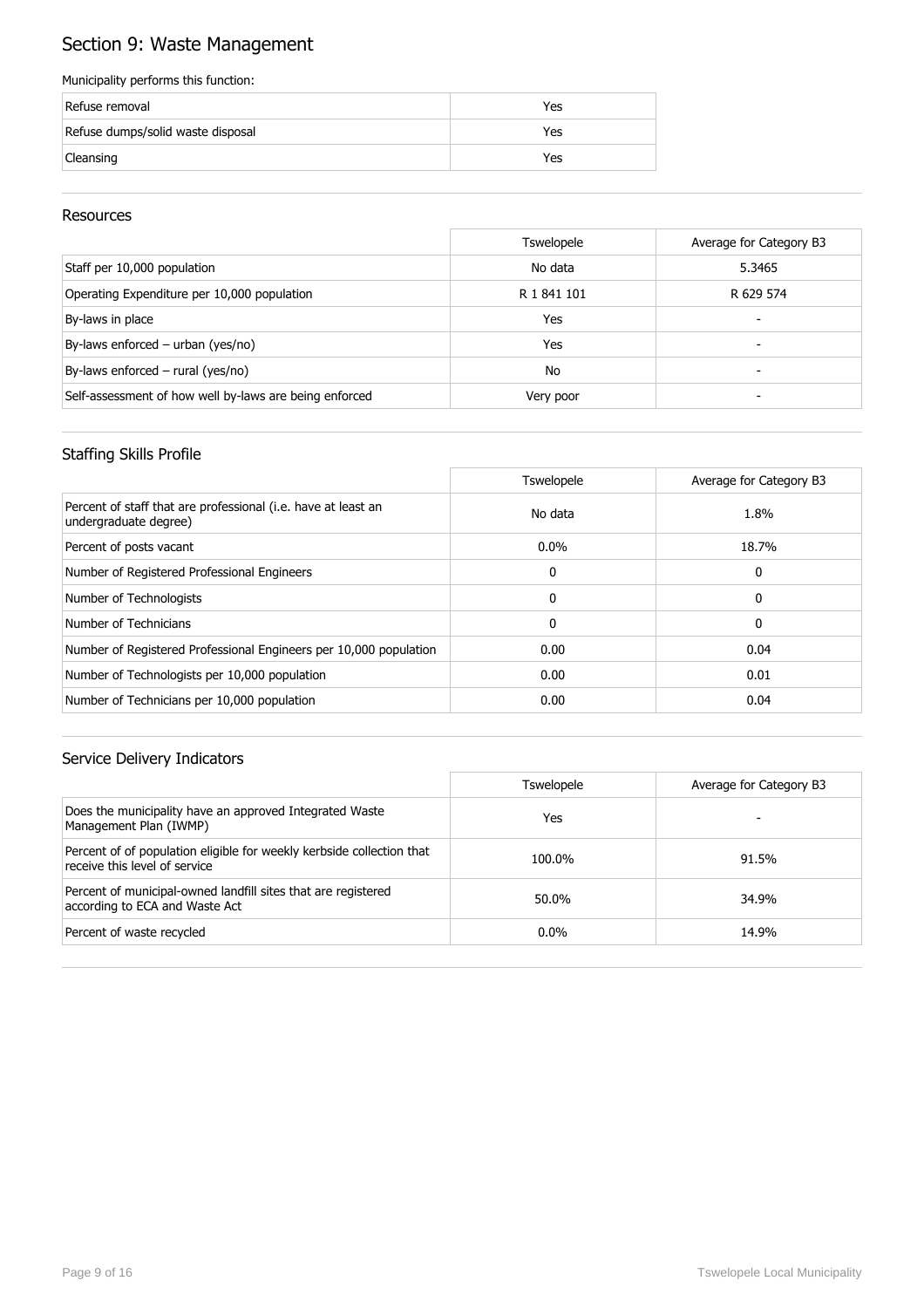# Section 9: Waste Management

Municipality performs this function:

| | |
|---|---|
| Refuse removal | Yes |
| Refuse dumps/solid waste disposal | Yes |
| Cleansing | Yes |

## Resources

| | Tswelopele | Average for Category B3 |
|---|---|---|
| Staff per 10,000 population | No data | 5.3465 |
| Operating Expenditure per 10,000 population | R 1 841 101 | R 629 574 |
| By-laws in place | Yes | - |
| By-laws enforced – urban (yes/no) | Yes | - |
| By-laws enforced – rural (yes/no) | No | - |
| Self-assessment of how well by-laws are being enforced | Very poor | - |

## Staffing Skills Profile

| | Tswelopele | Average for Category B3 |
|---|---|---|
| Percent of staff that are professional (i.e. have at least an undergraduate degree) | No data | 1.8% |
| Percent of posts vacant | 0.0% | 18.7% |
| Number of Registered Professional Engineers | 0 | 0 |
| Number of Technologists | 0 | 0 |
| Number of Technicians | 0 | 0 |
| Number of Registered Professional Engineers per 10,000 population | 0.00 | 0.04 |
| Number of Technologists per 10,000 population | 0.00 | 0.01 |
| Number of Technicians per 10,000 population | 0.00 | 0.04 |

## Service Delivery Indicators

| | Tswelopele | Average for Category B3 |
|---|---|---|
| Does the municipality have an approved Integrated Waste Management Plan (IWMP) | Yes | - |
| Percent of of population eligible for weekly kerbside collection that receive this level of service | 100.0% | 91.5% |
| Percent of municipal-owned landfill sites that are registered according to ECA and Waste Act | 50.0% | 34.9% |
| Percent of waste recycled | 0.0% | 14.9% |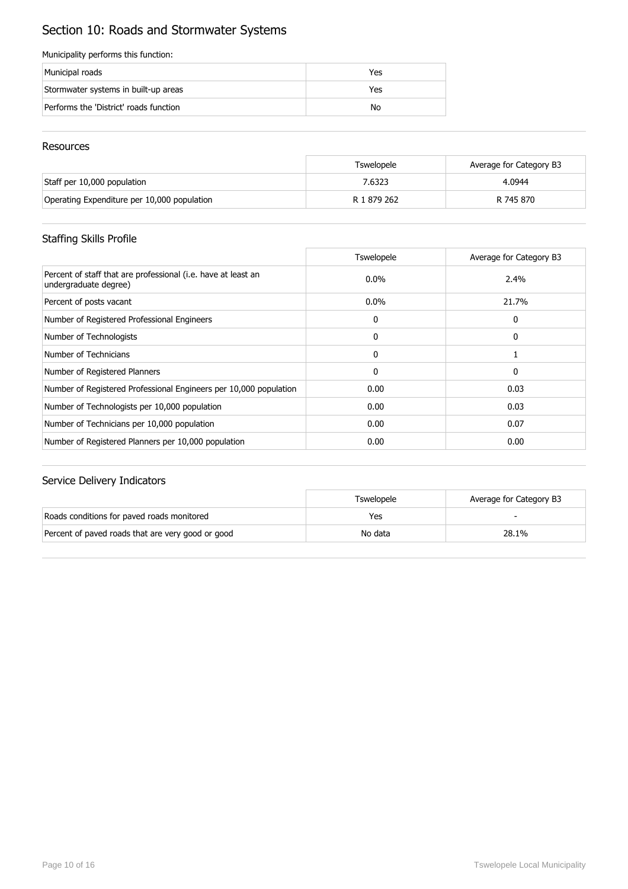# Section 10: Roads and Stormwater Systems

Municipality performs this function:

| | |
|---|---|
| Municipal roads | Yes |
| Stormwater systems in built-up areas | Yes |
| Performs the 'District' roads function | No |

## Resources

| | Tswelopele | Average for Category B3 |
|---|---|---|
| Staff per 10,000 population | 7.6323 | 4.0944 |
| Operating Expenditure per 10,000 population | R 1 879 262 | R 745 870 |

## Staffing Skills Profile

| | Tswelopele | Average for Category B3 |
|---|---|---|
| Percent of staff that are professional (i.e. have at least an undergraduate degree) | 0.0% | 2.4% |
| Percent of posts vacant | 0.0% | 21.7% |
| Number of Registered Professional Engineers | 0 | 0 |
| Number of Technologists | 0 | 0 |
| Number of Technicians | 0 | 1 |
| Number of Registered Planners | 0 | 0 |
| Number of Registered Professional Engineers per 10,000 population | 0.00 | 0.03 |
| Number of Technologists per 10,000 population | 0.00 | 0.03 |
| Number of Technicians per 10,000 population | 0.00 | 0.07 |
| Number of Registered Planners per 10,000 population | 0.00 | 0.00 |

## Service Delivery Indicators

| | Tswelopele | Average for Category B3 |
|---|---|---|
| Roads conditions for paved roads monitored | Yes | - |
| Percent of paved roads that are very good or good | No data | 28.1% |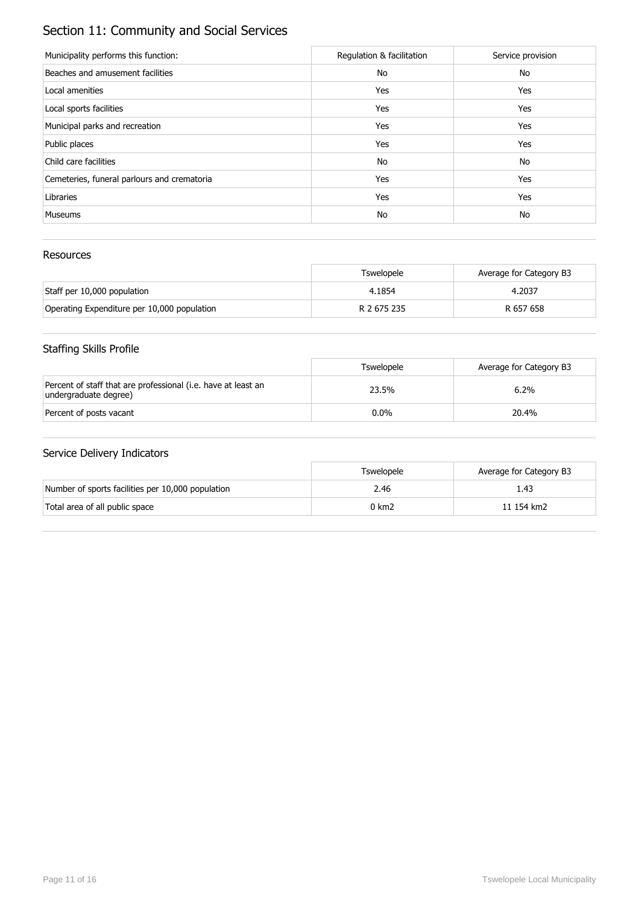# Section 11: Community and Social Services

| Municipality performs this function: | Regulation & facilitation | Service provision |
|---|---|---|
| Beaches and amusement facilities | No | No |
| Local amenities | Yes | Yes |
| Local sports facilities | Yes | Yes |
| Municipal parks and recreation | Yes | Yes |
| Public places | Yes | Yes |
| Child care facilities | No | No |
| Cemeteries, funeral parlours and crematoria | Yes | Yes |
| Libraries | Yes | Yes |
| Museums | No | No |

## Resources

| | Tswelopele | Average for Category B3 |
|---|---|---|
| Staff per 10,000 population | 4.1854 | 4.2037 |
| Operating Expenditure per 10,000 population | R 2 675 235 | R 657 658 |

## Staffing Skills Profile

| | Tswelopele | Average for Category B3 |
|---|---|---|
| Percent of staff that are professional (i.e. have at least an undergraduate degree) | 23.5% | 6.2% |
| Percent of posts vacant | 0.0% | 20.4% |

## Service Delivery Indicators

| | Tswelopele | Average for Category B3 |
|---|---|---|
| Number of sports facilities per 10,000 population | 2.46 | 1.43 |
| Total area of all public space | 0 km2 | 11 154 km2 |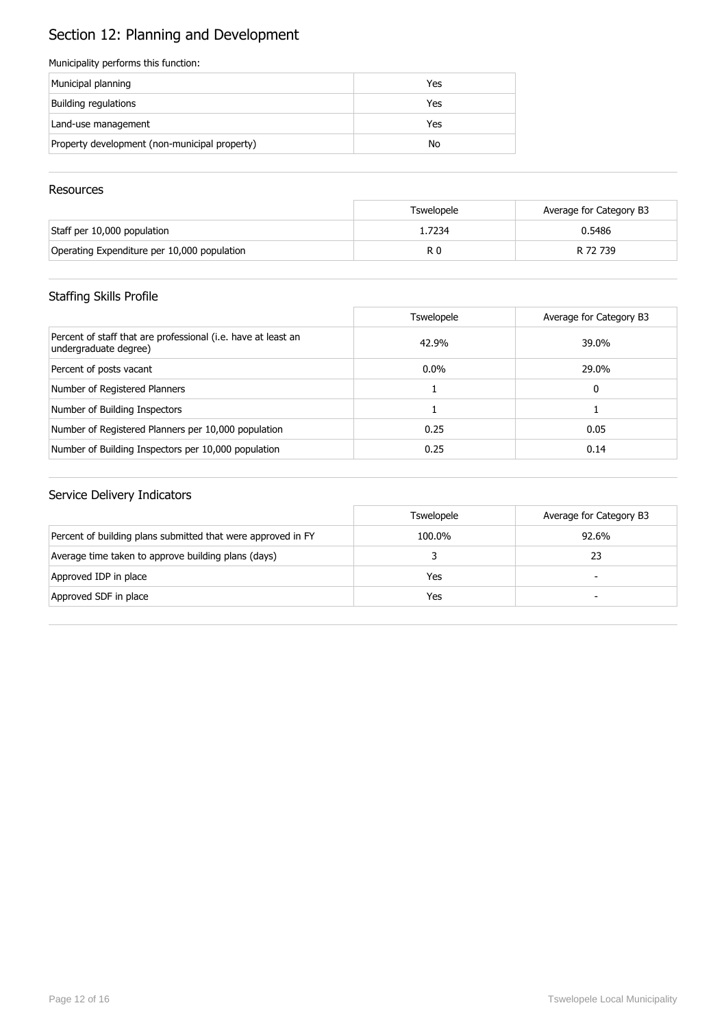# Section 12: Planning and Development

Municipality performs this function:

| | |
|---|---|
| Municipal planning | Yes |
| Building regulations | Yes |
| Land-use management | Yes |
| Property development (non-municipal property) | No |

## Resources

| | Tswelopele | Average for Category B3 |
|---|---|---|
| Staff per 10,000 population | 1.7234 | 0.5486 |
| Operating Expenditure per 10,000 population | R 0 | R 72 739 |

## Staffing Skills Profile

| | Tswelopele | Average for Category B3 |
|---|---|---|
| Percent of staff that are professional (i.e. have at least an undergraduate degree) | 42.9% | 39.0% |
| Percent of posts vacant | 0.0% | 29.0% |
| Number of Registered Planners | 1 | 0 |
| Number of Building Inspectors | 1 | 1 |
| Number of Registered Planners per 10,000 population | 0.25 | 0.05 |
| Number of Building Inspectors per 10,000 population | 0.25 | 0.14 |

## Service Delivery Indicators

| | Tswelopele | Average for Category B3 |
|---|---|---|
| Percent of building plans submitted that were approved in FY | 100.0% | 92.6% |
| Average time taken to approve building plans (days) | 3 | 23 |
| Approved IDP in place | Yes | - |
| Approved SDF in place | Yes | - |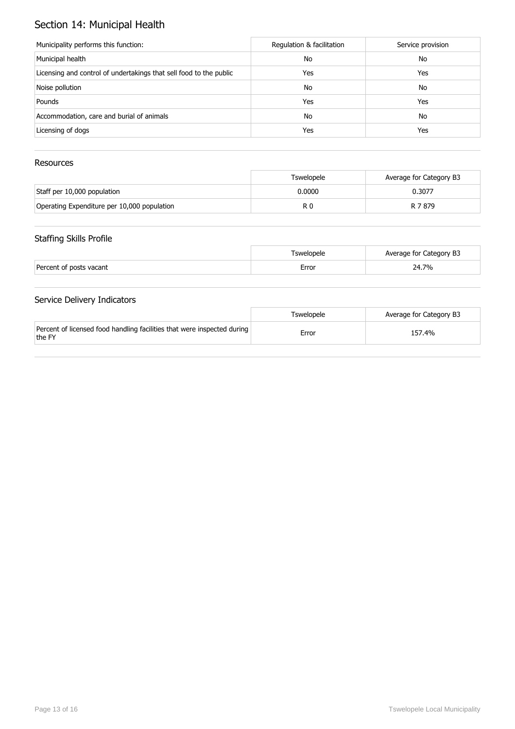# Section 14: Municipal Health

| Municipality performs this function: | Regulation & facilitation | Service provision |
| --- | --- | --- |
| Municipal health | No | No |
| Licensing and control of undertakings that sell food to the public | Yes | Yes |
| Noise pollution | No | No |
| Pounds | Yes | Yes |
| Accommodation, care and burial of animals | No | No |
| Licensing of dogs | Yes | Yes |

## Resources

| | Tswelopele | Average for Category B3 |
| --- | --- | --- |
| Staff per 10,000 population | 0.0000 | 0.3077 |
| Operating Expenditure per 10,000 population | R 0 | R 7 879 |

## Staffing Skills Profile

| | Tswelopele | Average for Category B3 |
| --- | --- | --- |
| Percent of posts vacant | Error | 24.7% |

## Service Delivery Indicators

| | Tswelopele | Average for Category B3 |
| --- | --- | --- |
| Percent of licensed food handling facilities that were inspected during the FY | Error | 157.4% |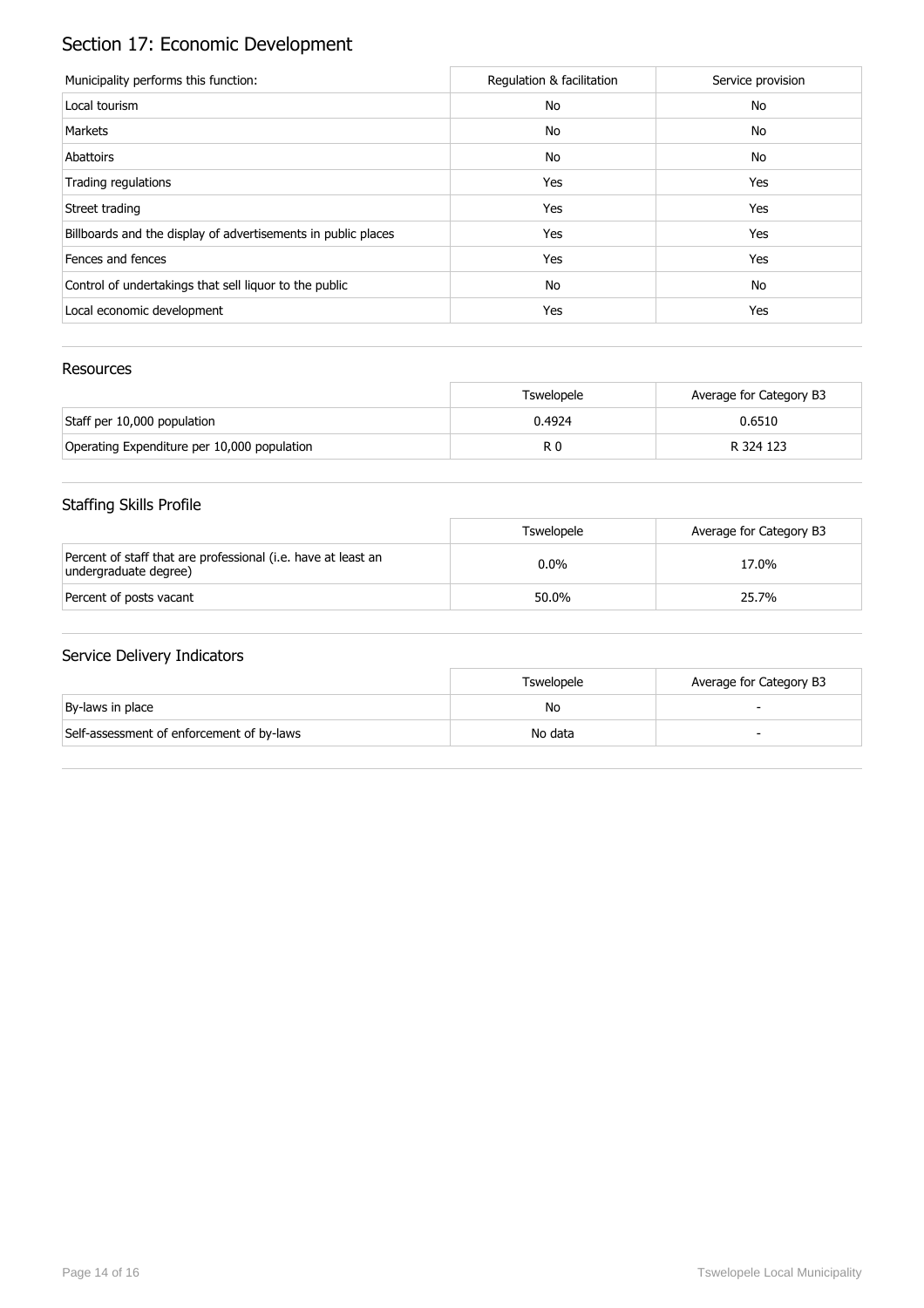# Section 17: Economic Development

| Municipality performs this function: | Regulation & facilitation | Service provision |
|---|---|---|
| Local tourism | No | No |
| Markets | No | No |
| Abattoirs | No | No |
| Trading regulations | Yes | Yes |
| Street trading | Yes | Yes |
| Billboards and the display of advertisements in public places | Yes | Yes |
| Fences and fences | Yes | Yes |
| Control of undertakings that sell liquor to the public | No | No |
| Local economic development | Yes | Yes |

## Resources

| | Tswelopele | Average for Category B3 |
|---|---|---|
| Staff per 10,000 population | 0.4924 | 0.6510 |
| Operating Expenditure per 10,000 population | R 0 | R 324 123 |

## Staffing Skills Profile

| | Tswelopele | Average for Category B3 |
|---|---|---|
| Percent of staff that are professional (i.e. have at least an undergraduate degree) | 0.0% | 17.0% |
| Percent of posts vacant | 50.0% | 25.7% |

## Service Delivery Indicators

| | Tswelopele | Average for Category B3 |
|---|---|---|
| By-laws in place | No | - |
| Self-assessment of enforcement of by-laws | No data | - |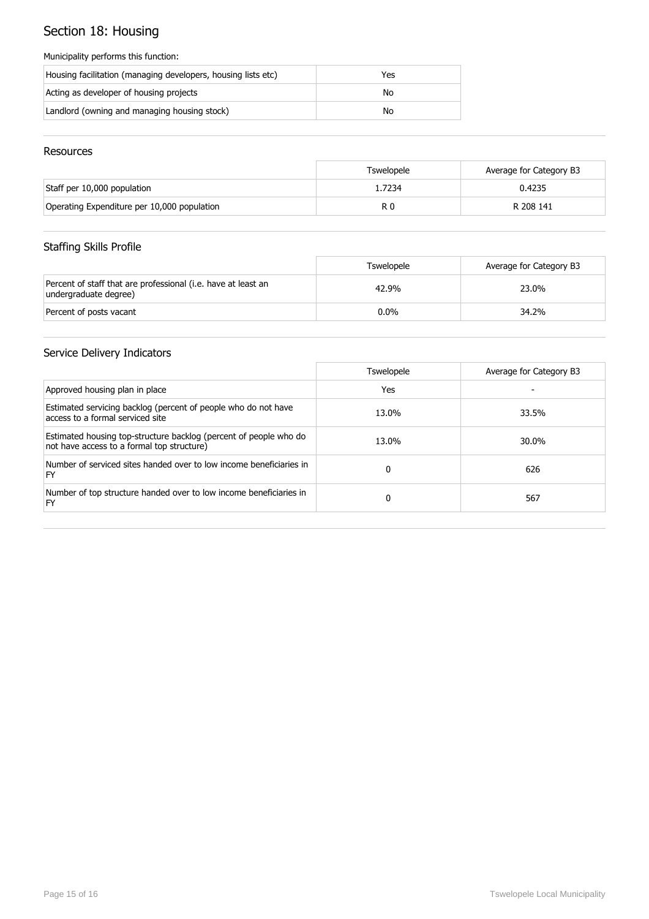# Section 18: Housing

Municipality performs this function:

| | |
|---|---|
| Housing facilitation (managing developers, housing lists etc) | Yes |
| Acting as developer of housing projects | No |
| Landlord (owning and managing housing stock) | No |

## Resources

| | Tswelopele | Average for Category B3 |
|---|---|---|
| Staff per 10,000 population | 1.7234 | 0.4235 |
| Operating Expenditure per 10,000 population | R 0 | R 208 141 |

## Staffing Skills Profile

| | Tswelopele | Average for Category B3 |
|---|---|---|
| Percent of staff that are professional (i.e. have at least an undergraduate degree) | 42.9% | 23.0% |
| Percent of posts vacant | 0.0% | 34.2% |

## Service Delivery Indicators

| | Tswelopele | Average for Category B3 |
|---|---|---|
| Approved housing plan in place | Yes | - |
| Estimated servicing backlog (percent of people who do not have access to a formal serviced site | 13.0% | 33.5% |
| Estimated housing top-structure backlog (percent of people who do not have access to a formal top structure) | 13.0% | 30.0% |
| Number of serviced sites handed over to low income beneficiaries in FY | 0 | 626 |
| Number of top structure handed over to low income beneficiaries in FY | 0 | 567 |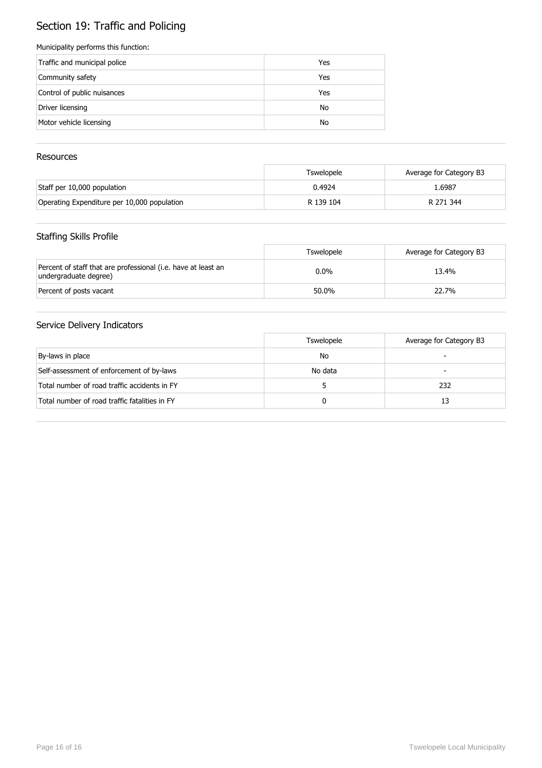# Section 19: Traffic and Policing

Municipality performs this function:

| | |
|---|---|
| Traffic and municipal police | Yes |
| Community safety | Yes |
| Control of public nuisances | Yes |
| Driver licensing | No |
| Motor vehicle licensing | No |

## Resources

| | Tswelopele | Average for Category B3 |
|---|---|---|
| Staff per 10,000 population | 0.4924 | 1.6987 |
| Operating Expenditure per 10,000 population | R 139 104 | R 271 344 |

## Staffing Skills Profile

| | Tswelopele | Average for Category B3 |
|---|---|---|
| Percent of staff that are professional (i.e. have at least an undergraduate degree) | 0.0% | 13.4% |
| Percent of posts vacant | 50.0% | 22.7% |

## Service Delivery Indicators

| | Tswelopele | Average for Category B3 |
|---|---|---|
| By-laws in place | No | - |
| Self-assessment of enforcement of by-laws | No data | - |
| Total number of road traffic accidents in FY | 5 | 232 |
| Total number of road traffic fatalities in FY | 0 | 13 |